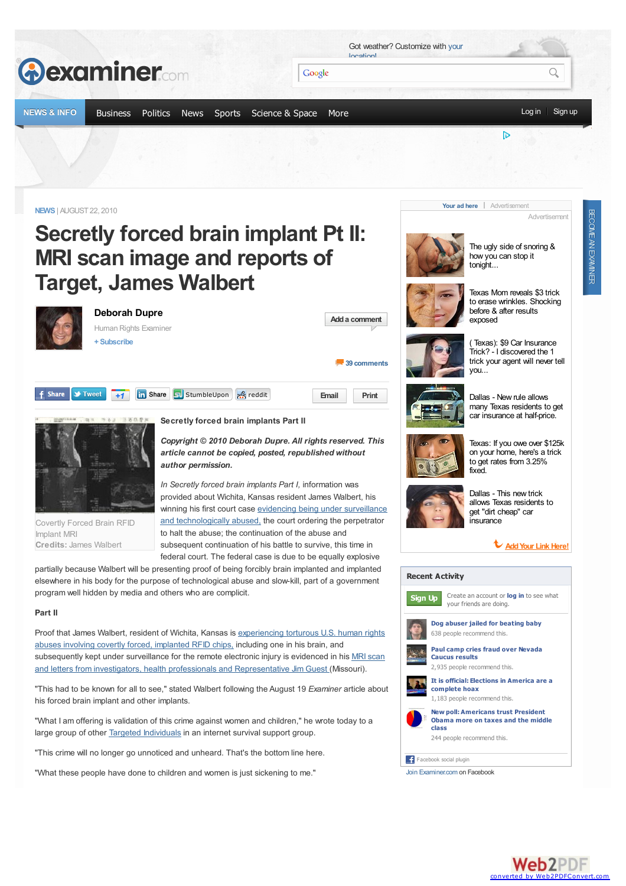NEWS | AUGUST 22, 2010

# Secretly forced brain implant Pt II: MRI scan image and reports of Target, James Walbert

**Deborah Dupre**
Human Rights Examiner
+ Subscribe

39 comments

Covertly Forced Brain RFID Implant MRI
**Credits:** James Walbert

**Secretly forced brain implants Part II**

***Copyright © 2010 Deborah Dupre. All rights reserved. This article cannot be copied, posted, republished without author permission.***

*In Secretly forced brain implants Part I,* information was provided about Wichita, Kansas resident James Walbert, his winning his first court case evidencing being under surveillance and technologically abused, the court ordering the perpetrator to halt the abuse; the continuation of the abuse and subsequent continuation of his battle to survive, this time in federal court. The federal case is due to be equally explosive partially because Walbert will be presenting proof of being forcibly brain implanted and implanted elsewhere in his body for the purpose of technological abuse and slow-kill, part of a government program well hidden by media and others who are complicit.

**Part II**

Proof that James Walbert, resident of Wichita, Kansas is experiencing torturous U.S. human rights abuses involving covertly forced, implanted RFID chips, including one in his brain, and subsequently kept under surveillance for the remote electronic injury is evidenced in his MRI scan and letters from investigators, health professionals and Representative Jim Guest (Missouri).

"This had to be known for all to see," stated Walbert following the August 19 *Examiner* article about his forced brain implant and other implants.

"What I am offering is validation of this crime against women and children," he wrote today to a large group of other Targeted Individuals in an internet survival support group.

"This crime will no longer go unnoticed and unheard. That's the bottom line here.

"What these people have done to children and women is just sickening to me."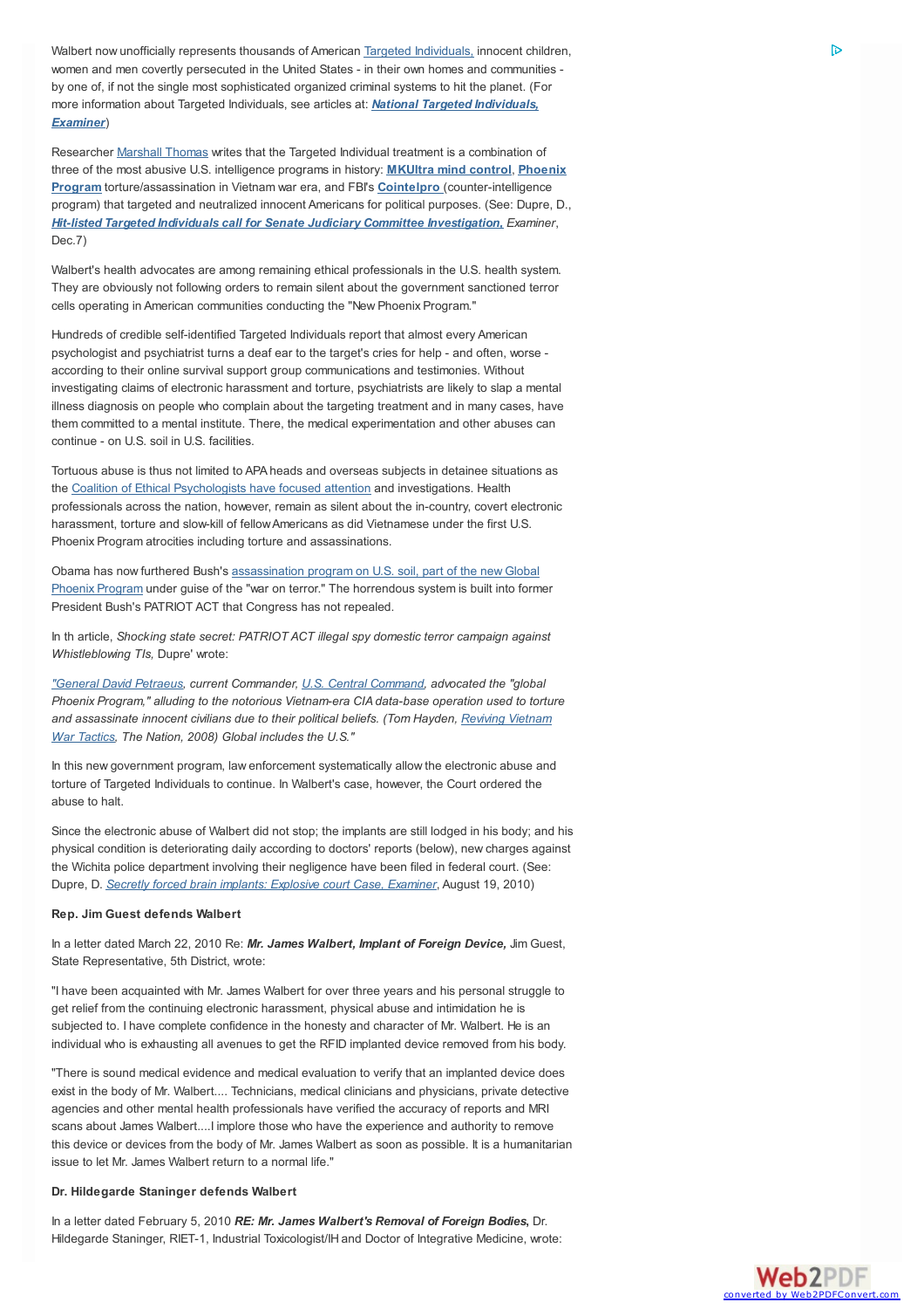Walbert now unofficially represents thousands of American Targeted Individuals, innocent children, women and men covertly persecuted in the United States - in their own homes and communities - by one of, if not the single most sophisticated organized criminal systems to hit the planet. (For more information about Targeted Individuals, see articles at: ***National Targeted Individuals, Examiner***)

Researcher Marshall Thomas writes that the Targeted Individual treatment is a combination of three of the most abusive U.S. intelligence programs in history: **MKUltra mind control**, **Phoenix Program** torture/assassination in Vietnam war era, and FBI's **Cointelpro** (counter-intelligence program) that targeted and neutralized innocent Americans for political purposes. (See: Dupre, D., ***Hit-listed Targeted Individuals call for Senate Judiciary Committee Investigation,*** *Examiner*, Dec.7)

Walbert's health advocates are among remaining ethical professionals in the U.S. health system. They are obviously not following orders to remain silent about the government sanctioned terror cells operating in American communities conducting the "New Phoenix Program."

Hundreds of credible self-identified Targeted Individuals report that almost every American psychologist and psychiatrist turns a deaf ear to the target's cries for help - and often, worse - according to their online survival support group communications and testimonies. Without investigating claims of electronic harassment and torture, psychiatrists are likely to slap a mental illness diagnosis on people who complain about the targeting treatment and in many cases, have them committed to a mental institute. There, the medical experimentation and other abuses can continue - on U.S. soil in U.S. facilities.

Tortuous abuse is thus not limited to APA heads and overseas subjects in detainee situations as the Coalition of Ethical Psychologists have focused attention and investigations. Health professionals across the nation, however, remain as silent about the in-country, covert electronic harassment, torture and slow-kill of fellow Americans as did Vietnamese under the first U.S. Phoenix Program atrocities including torture and assassinations.

Obama has now furthered Bush's assassination program on U.S. soil, part of the new Global Phoenix Program under guise of the "war on terror." The horrendous system is built into former President Bush's PATRIOT ACT that Congress has not repealed.

In th article, *Shocking state secret: PATRIOT ACT illegal spy domestic terror campaign against Whistleblowing TIs*, Dupre' wrote:

*"General David Petraeus, current Commander, U.S. Central Command, advocated the "global Phoenix Program," alluding to the notorious Vietnam-era CIA data-base operation used to torture and assassinate innocent civilians due to their political beliefs. (Tom Hayden, Reviving Vietnam War Tactics, The Nation, 2008) Global includes the U.S."*

In this new government program, law enforcement systematically allow the electronic abuse and torture of Targeted Individuals to continue. In Walbert's case, however, the Court ordered the abuse to halt.

Since the electronic abuse of Walbert did not stop; the implants are still lodged in his body; and his physical condition is deteriorating daily according to doctors' reports (below), new charges against the Wichita police department involving their negligence have been filed in federal court. (See: Dupre, D. *Secretly forced brain implants: Explosive court Case, Examiner*, August 19, 2010)

**Rep. Jim Guest defends Walbert**

In a letter dated March 22, 2010 Re: ***Mr. James Walbert, Implant of Foreign Device,*** Jim Guest, State Representative, 5th District, wrote:

"I have been acquainted with Mr. James Walbert for over three years and his personal struggle to get relief from the continuing electronic harassment, physical abuse and intimidation he is subjected to. I have complete confidence in the honesty and character of Mr. Walbert. He is an individual who is exhausting all avenues to get the RFID implanted device removed from his body.

"There is sound medical evidence and medical evaluation to verify that an implanted device does exist in the body of Mr. Walbert.... Technicians, medical clinicians and physicians, private detective agencies and other mental health professionals have verified the accuracy of reports and MRI scans about James Walbert....I implore those who have the experience and authority to remove this device or devices from the body of Mr. James Walbert as soon as possible. It is a humanitarian issue to let Mr. James Walbert return to a normal life."

**Dr. Hildegarde Staninger defends Walbert**

In a letter dated February 5, 2010 ***RE: Mr. James Walbert's Removal of Foreign Bodies,*** Dr. Hildegarde Staninger, RIET-1, Industrial Toxicologist/IH and Doctor of Integrative Medicine, wrote: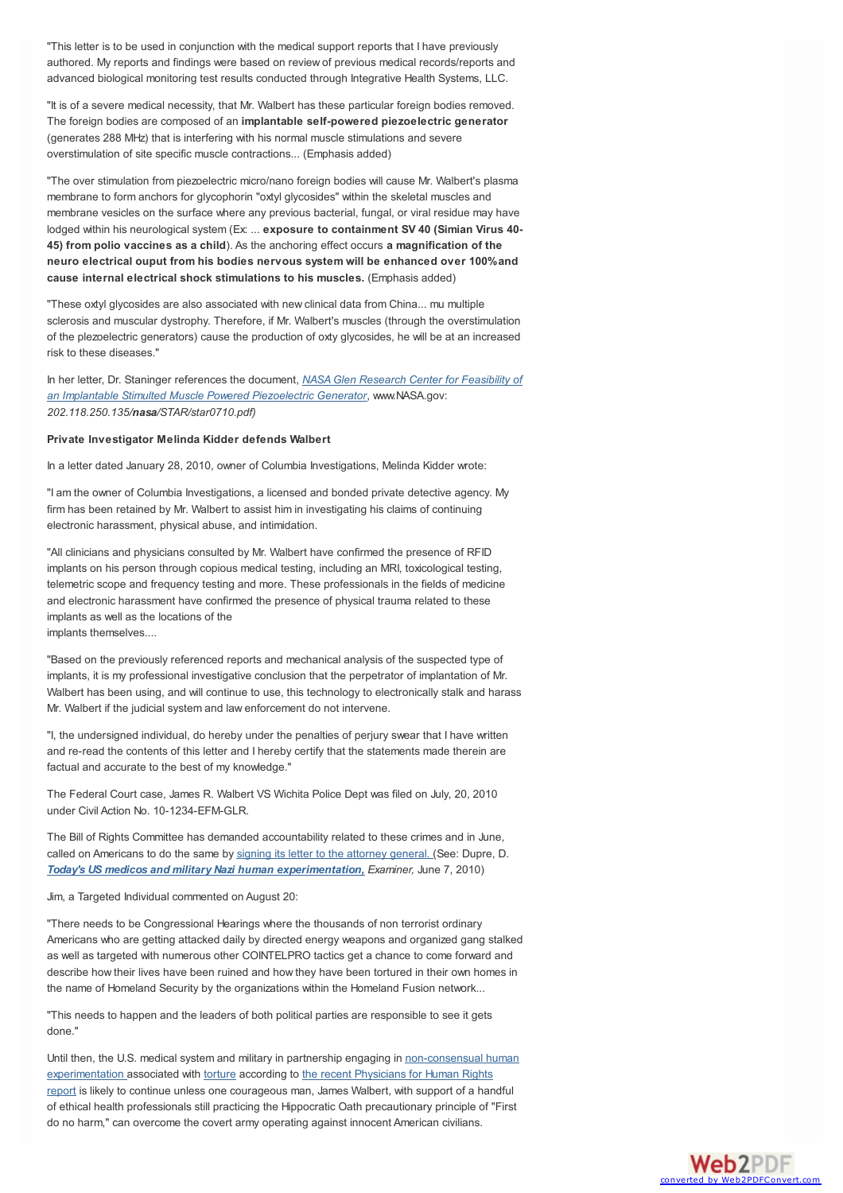"This letter is to be used in conjunction with the medical support reports that I have previously authored. My reports and findings were based on review of previous medical records/reports and advanced biological monitoring test results conducted through Integrative Health Systems, LLC.

"It is of a severe medical necessity, that Mr. Walbert has these particular foreign bodies removed. The foreign bodies are composed of an **implantable self-powered piezoelectric generator** (generates 288 MHz) that is interfering with his normal muscle stimulations and severe overstimulation of site specific muscle contractions... (Emphasis added)

"The over stimulation from piezoelectric micro/nano foreign bodies will cause Mr. Walbert's plasma membrane to form anchors for glycophorin "oxtyl glycosides" within the skeletal muscles and membrane vesicles on the surface where any previous bacterial, fungal, or viral residue may have lodged within his neurological system (Ex: ... **exposure to containment SV 40 (Simian Virus 40-45) from polio vaccines as a child**). As the anchoring effect occurs **a magnification of the neuro electrical ouput from his bodies nervous system will be enhanced over 100% and cause internal electrical shock stimulations to his muscles.** (Emphasis added)

"These oxtyl glycosides are also associated with new clinical data from China... mu multiple sclerosis and muscular dystrophy. Therefore, if Mr. Walbert's muscles (through the overstimulation of the plezoelectric generators) cause the production of oxty glycosides, he will be at an increased risk to these diseases."

In her letter, Dr. Staninger references the document, *NASA Glen Research Center for Feasibility of an Implantable Stimulted Muscle Powered Piezoelectric Generator*, www.NASA.gov: *202.118.250.135/**nasa**/STAR/star0710.pdf)*

**Private Investigator Melinda Kidder defends Walbert**

In a letter dated January 28, 2010, owner of Columbia Investigations, Melinda Kidder wrote:

"I am the owner of Columbia Investigations, a licensed and bonded private detective agency. My firm has been retained by Mr. Walbert to assist him in investigating his claims of continuing electronic harassment, physical abuse, and intimidation.

"All clinicians and physicians consulted by Mr. Walbert have confirmed the presence of RFID implants on his person through copious medical testing, including an MRI, toxicological testing, telemetric scope and frequency testing and more. These professionals in the fields of medicine and electronic harassment have confirmed the presence of physical trauma related to these implants as well as the locations of the implants themselves....

"Based on the previously referenced reports and mechanical analysis of the suspected type of implants, it is my professional investigative conclusion that the perpetrator of implantation of Mr. Walbert has been using, and will continue to use, this technology to electronically stalk and harass Mr. Walbert if the judicial system and law enforcement do not intervene.

"I, the undersigned individual, do hereby under the penalties of perjury swear that I have written and re-read the contents of this letter and I hereby certify that the statements made therein are factual and accurate to the best of my knowledge."

The Federal Court case, James R. Walbert VS Wichita Police Dept was filed on July, 20, 2010 under Civil Action No. 10-1234-EFM-GLR.

The Bill of Rights Committee has demanded accountability related to these crimes and in June, called on Americans to do the same by signing its letter to the attorney general. (See: Dupre, D. ***Today's US medicos and military Nazi human experimentation,*** *Examiner,* June 7, 2010)

Jim, a Targeted Individual commented on August 20:

"There needs to be Congressional Hearings where the thousands of non terrorist ordinary Americans who are getting attacked daily by directed energy weapons and organized gang stalked as well as targeted with numerous other COINTELPRO tactics get a chance to come forward and describe how their lives have been ruined and how they have been tortured in their own homes in the name of Homeland Security by the organizations within the Homeland Fusion network...

"This needs to happen and the leaders of both political parties are responsible to see it gets done."

Until then, the U.S. medical system and military in partnership engaging in non-consensual human experimentation associated with torture according to the recent Physicians for Human Rights report is likely to continue unless one courageous man, James Walbert, with support of a handful of ethical health professionals still practicing the Hippocratic Oath precautionary principle of "First do no harm," can overcome the covert army operating against innocent American civilians.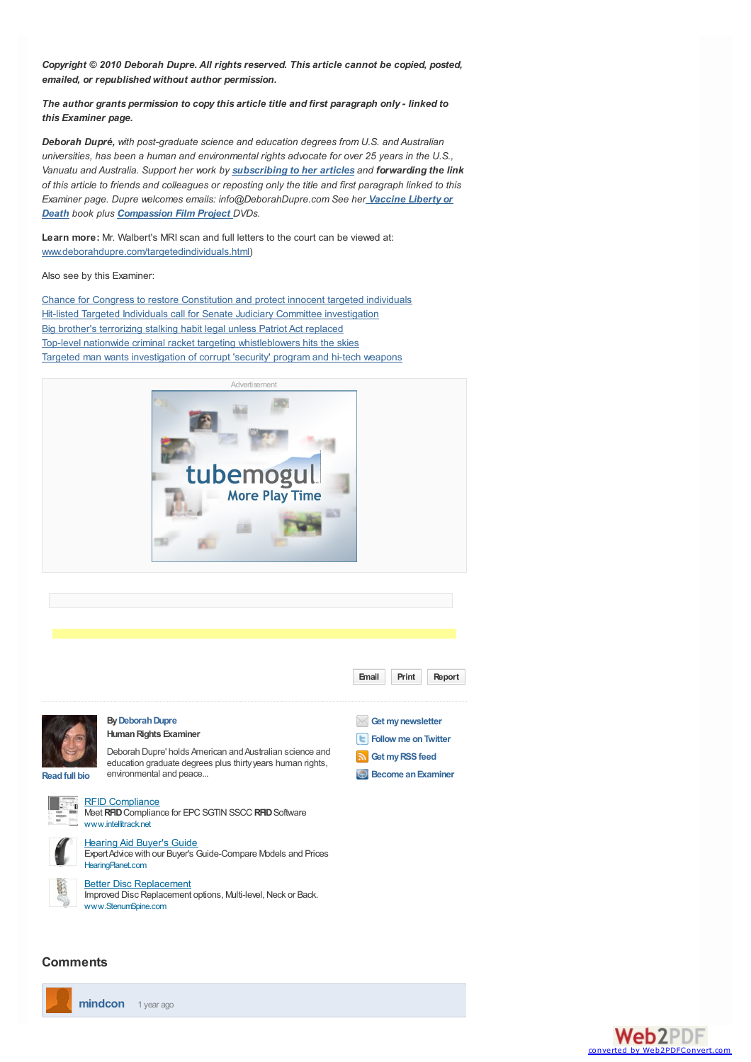***Copyright © 2010 Deborah Dupre. All rights reserved. This article cannot be copied, posted, emailed, or republished without author permission.***

***The author grants permission to copy this article title and first paragraph only - linked to this Examiner page.***

***Deborah Dupré,*** *with post-graduate science and education degrees from U.S. and Australian universities, has been a human and environmental rights advocate for over 25 years in the U.S., Vanuatu and Australia. Support her work by* ***subscribing to her articles*** *and* ***forwarding the link*** *of this article to friends and colleagues or reposting only the title and first paragraph linked to this Examiner page. Dupre welcomes emails: info@DeborahDupre.com See her* ***Vaccine Liberty or Death*** *book plus* ***Compassion Film Project*** *DVDs.*

**Learn more:** Mr. Walbert's MRI scan and full letters to the court can be viewed at: www.deborahdupre.com/targetedindividuals.html)

Also see by this Examiner:

Chance for Congress to restore Constitution and protect innocent targeted individuals
Hit-listed Targeted Individuals call for Senate Judiciary Committee investigation
Big brother's terrorizing stalking habit legal unless Patriot Act replaced
Top-level nationwide criminal racket targeting whistleblowers hits the skies
Targeted man wants investigation of corrupt 'security' program and hi-tech weapons

Advertisement

tubemogul
More Play Time

Email | Print | Report

By Deborah Dupre
Human Rights Examiner

Deborah Dupre' holds American and Australian science and education graduate degrees plus thirty years human rights, environmental and peace...

Read full bio

Get my newsletter
Follow me on Twitter
Get my RSS feed
Become an Examiner

RFID Compliance
Meet RFID Compliance for EPC SGTIN SSCC RFID Software
www.intellitrack.net

Hearing Aid Buyer's Guide
Expert Advice with our Buyer's Guide-Compare Models and Prices
HearingPlanet.com

Better Disc Replacement
Improved Disc Replacement options, Multi-level, Neck or Back.
www.StenumSpine.com

## Comments

**mindcon** 1 year ago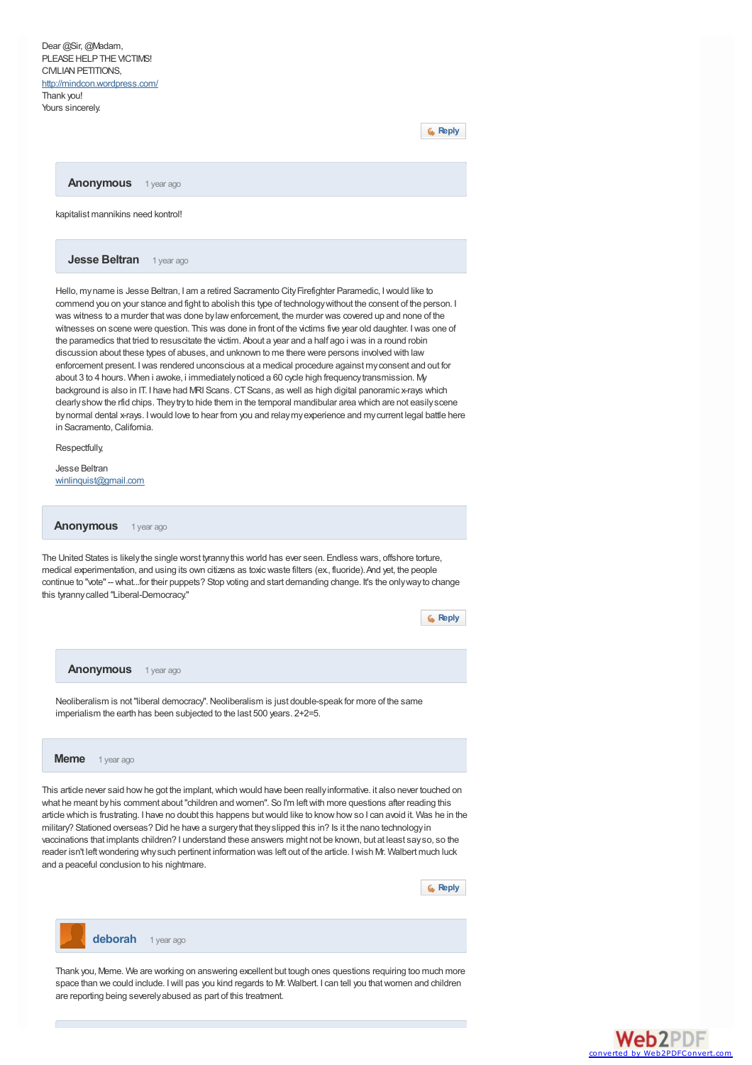Dear @Sir, @Madam,
PLEASE HELP THE VICTIMS!
CIVILIAN PETITIONS,
http://mindcon.wordpress.com/
Thank you!
Yours sincerely.

Reply

**Anonymous** 1 year ago

kapitalist mannikins need kontrol!

**Jesse Beltran** 1 year ago

Hello, my name is Jesse Beltran, I am a retired Sacramento City Firefighter Paramedic, I would like to commend you on your stance and fight to abolish this type of technology without the consent of the person. I was witness to a murder that was done by law enforcement, the murder was covered up and none of the witnesses on scene were question. This was done in front of the victims five year old daughter. I was one of the paramedics that tried to resuscitate the victim. About a year and a half ago i was in a round robin discussion about these types of abuses, and unknown to me there were persons involved with law enforcement present. I was rendered unconscious at a medical procedure against my consent and out for about 3 to 4 hours. When i awoke, i immediately noticed a 60 cycle high frequency transmission. My background is also in IT. I have had MRI Scans. CT Scans, as well as high digital panoramic x-rays which clearly show the rfid chips. They try to hide them in the temporal mandibular area which are not easily scene by normal dental x-rays. I would love to hear from you and relay my experience and my current legal battle here in Sacramento, California.

Respectfully,

Jesse Beltran
winlinquist@gmail.com

**Anonymous** 1 year ago

The United States is likely the single worst tyranny this world has ever seen. Endless wars, offshore torture, medical experimentation, and using its own citizens as toxic waste filters (ex., fluoride). And yet, the people continue to "vote" -- what...for their puppets? Stop voting and start demanding change. It's the only way to change this tyranny called "Liberal-Democracy."

Reply

**Anonymous** 1 year ago

Neoliberalism is not "liberal democracy". Neoliberalism is just double-speak for more of the same imperialism the earth has been subjected to the last 500 years. 2+2=5.

**Meme** 1 year ago

This article never said how he got the implant, which would have been really informative. it also never touched on what he meant by his comment about "children and women". So I'm left with more questions after reading this article which is frustrating. I have no doubt this happens but would like to know how so I can avoid it. Was he in the military? Stationed overseas? Did he have a surgery that they slipped this in? Is it the nano technology in vaccinations that implants children? I understand these answers might not be known, but at least say so, so the reader isn't left wondering why such pertinent information was left out of the article. I wish Mr. Walbert much luck and a peaceful conclusion to his nightmare.

Reply

**deborah** 1 year ago

Thank you, Meme. We are working on answering excellent but tough ones questions requiring too much more space than we could include. I will pas you kind regards to Mr. Walbert. I can tell you that women and children are reporting being severely abused as part of this treatment.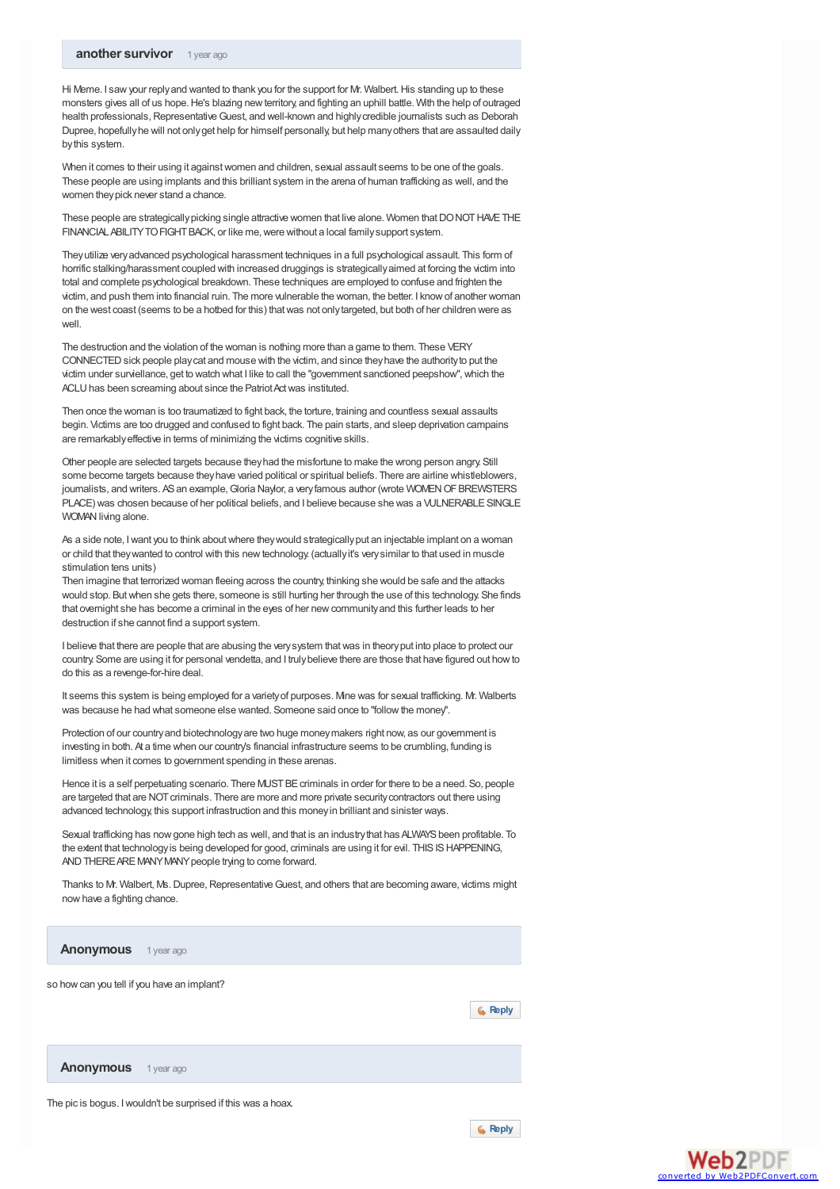**another survivor** 1 year ago

Hi Meme. I saw your reply and wanted to thank you for the support for Mr. Walbert. His standing up to these monsters gives all of us hope. He's blazing new territory, and fighting an uphill battle. With the help of outraged health professionals, Representative Guest, and well-known and highly credible journalists such as Deborah Dupree, hopefully he will not only get help for himself personally, but help many others that are assaulted daily by this system.

When it comes to their using it against women and children, sexual assault seems to be one of the goals. These people are using implants and this brilliant system in the arena of human trafficking as well, and the women they pick never stand a chance.

These people are strategically picking single attractive women that live alone. Women that DO NOT HAVE THE FINANCIAL ABILITY TO FIGHT BACK, or like me, were without a local family support system.

They utilize very advanced psychological harassment techniques in a full psychological assault. This form of horrific stalking/harassment coupled with increased druggings is strategically aimed at forcing the victim into total and complete psychological breakdown. These techniques are employed to confuse and frighten the victim, and push them into financial ruin. The more vulnerable the woman, the better. I know of another woman on the west coast (seems to be a hotbed for this) that was not only targeted, but both of her children were as well.

The destruction and the violation of the woman is nothing more than a game to them. These VERY CONNECTED sick people play cat and mouse with the victim, and since they have the authority to put the victim under surviellance, get to watch what I like to call the "government sanctioned peepshow", which the ACLU has been screaming about since the Patriot Act was instituted.

Then once the woman is too traumatized to fight back, the torture, training and countless sexual assaults begin. Victims are too drugged and confused to fight back. The pain starts, and sleep deprivation campaigns are remarkably effective in terms of minimizing the victims cognitive skills.

Other people are selected targets because they had the misfortune to make the wrong person angry. Still some become targets because they have varied political or spiritual beliefs. There are airline whistleblowers, journalists, and writers. AS an example, Gloria Naylor, a very famous author (wrote WOMEN OF BREWSTERS PLACE) was chosen because of her political beliefs, and I believe because she was a VULNERABLE SINGLE WOMAN living alone.

As a side note, I want you to think about where they would strategically put an injectable implant on a woman or child that they wanted to control with this new technology. (actually it's very similar to that used in muscle stimulation tens units)
Then imagine that terrorized woman fleeing across the country, thinking she would be safe and the attacks would stop. But when she gets there, someone is still hurting her through the use of this technology. She finds that overnight she has become a criminal in the eyes of her new community and this further leads to her destruction if she cannot find a support system.

I believe that there are people that are abusing the very system that was in theory put into place to protect our country. Some are using it for personal vendetta, and I truly believe there are those that have figured out how to do this as a revenge-for-hire deal.

It seems this system is being employed for a variety of purposes. Mine was for sexual trafficking. Mr. Walberts was because he had what someone else wanted. Someone said once to "follow the money".

Protection of our country and biotechnology are two huge money makers right now, as our government is investing in both. At a time when our country's financial infrastructure seems to be crumbling, funding is limitless when it comes to government spending in these arenas.

Hence it is a self perpetuating scenario. There MUST BE criminals in order for there to be a need. So, people are targeted that are NOT criminals. There are more and more private security contractors out there using advanced technology, this support infrastruction and this money in brilliant and sinister ways.

Sexual trafficking has now gone high tech as well, and that is an industry that has ALWAYS been profitable. To the extent that technology is being developed for good, criminals are using it for evil. THIS IS HAPPENING, AND THERE ARE MANY MANY people trying to come forward.

Thanks to Mr. Walbert, Ms. Dupree, Representative Guest, and others that are becoming aware, victims might now have a fighting chance.

**Anonymous** 1 year ago

so how can you tell if you have an implant?

Reply

**Anonymous** 1 year ago

The pic is bogus. I wouldn't be surprised if this was a hoax.

Reply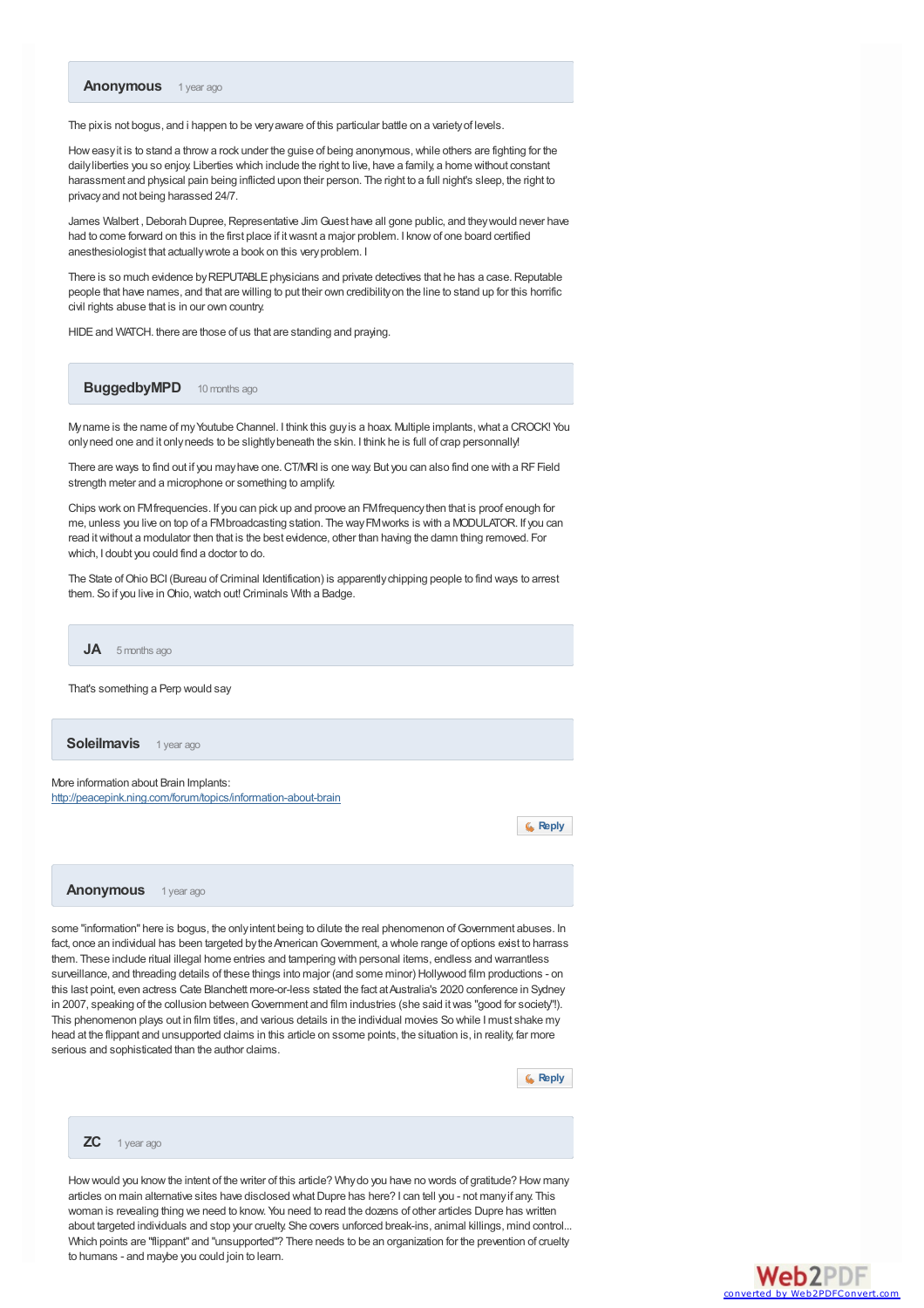**Anonymous** 1 year ago

The pix is not bogus, and i happen to be very aware of this particular battle on a variety of levels.

How easy it is to stand a throw a rock under the guise of being anonymous, while others are fighting for the daily liberties you so enjoy. Liberties which include the right to live, have a family, a home without constant harassment and physical pain being inflicted upon their person. The right to a full night's sleep, the right to privacy and not being harassed 24/7.

James Walbert , Deborah Dupree, Representative Jim Guest have all gone public, and they would never have had to come forward on this in the first place if it wasnt a major problem. I know of one board certified anesthesiologist that actually wrote a book on this very problem. I

There is so much evidence by REPUTABLE physicians and private detectives that he has a case. Reputable people that have names, and that are willing to put their own credibility on the line to stand up for this horrific civil rights abuse that is in our own country.

HIDE and WATCH. there are those of us that are standing and praying.

**BuggedbyMPD** 10 months ago

My name is the name of my Youtube Channel. I think this guy is a hoax. Multiple implants, what a CROCK! You only need one and it only needs to be slightly beneath the skin. I think he is full of crap personnally!

There are ways to find out if you may have one. CT/MRI is one way. But you can also find one with a RF Field strength meter and a microphone or something to amplify.

Chips work on FM frequencies. If you can pick up and proove an FM frequency then that is proof enough for me, unless you live on top of a FM broadcasting station. The way FM works is with a MODULATOR. If you can read it without a modulator then that is the best evidence, other than having the damn thing removed. For which, I doubt you could find a doctor to do.

The State of Ohio BCI (Bureau of Criminal Identification) is apparently chipping people to find ways to arrest them. So if you live in Ohio, watch out! Criminals With a Badge.

**JA** 5 months ago

That's something a Perp would say

**Soleilmavis** 1 year ago

More information about Brain Implants:
http://peacepink.ning.com/forum/topics/information-about-brain

Reply

**Anonymous** 1 year ago

some "information" here is bogus, the only intent being to dilute the real phenomenon of Government abuses. In fact, once an individual has been targeted by the American Government, a whole range of options exist to harrass them. These include ritual illegal home entries and tampering with personal items, endless and warrantless surveillance, and threading details of these things into major (and some minor) Hollywood film productions - on this last point, even actress Cate Blanchett more-or-less stated the fact at Australia's 2020 conference in Sydney in 2007, speaking of the collusion between Government and film industries (she said it was "good for society"!). This phenomenon plays out in film titles, and various details in the individual movies So while I must shake my head at the flippant and unsupported claims in this article on ssome points, the situation is, in reality, far more serious and sophisticated than the author claims.

Reply

**ZC** 1 year ago

How would you know the intent of the writer of this article? Why do you have no words of gratitude? How many articles on main alternative sites have disclosed what Dupre has here? I can tell you - not many if any. This woman is revealing thing we need to know. You need to read the dozens of other articles Dupre has written about targeted individuals and stop your cruelty. She covers unforced break-ins, animal killings, mind control... Which points are "flippant" and "unsupported"? There needs to be an organization for the prevention of cruelty to humans - and maybe you could join to learn.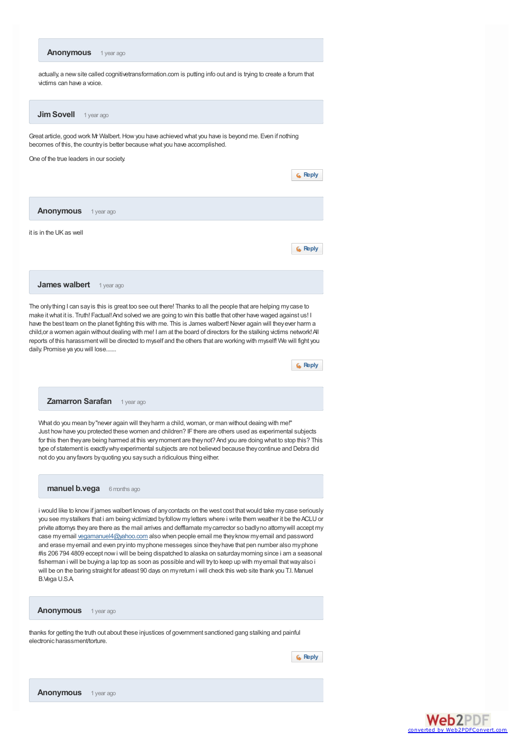**Anonymous** 1 year ago

actually, a new site called cognitivetransformation.com is putting info out and is trying to create a forum that victims can have a voice.

**Jim Sovell** 1 year ago

Great article, good work Mr Walbert. How you have achieved what you have is beyond me. Even if nothing becomes of this, the country is better because what you have accomplished.

One of the true leaders in our society.

Reply

**Anonymous** 1 year ago

it is in the UK as well

Reply

**James walbert** 1 year ago

The only thing I can say is this is great too see out there! Thanks to all the people that are helping my case to make it what it is. Truth! Factual! And solved we are going to win this battle that other have waged against us! I have the best team on the planet fighting this with me. This is James walbert! Never again will they ever harm a child,or a women again without dealing with me! I am at the board of directors for the stalking victims network! All reports of this harassment will be directed to myself and the others that are working with myself! We will fight you daily. Promise ya you will lose.......

Reply

**Zamarron Sarafan** 1 year ago

What do you mean by "never again will they harm a child, woman, or man without deaing with me!"
Just how have you protected these women and children? IF there are others used as experimental subjects for this then they are being harmed at this very moment are they not? And you are doing what to stop this? This type of statement is exactly why experimental subjects are not believed because they continue and Debra did not do you any favors by quoting you say such a ridiculous thing either.

**manuel b.vega** 6 months ago

i would like to know if james walbert knows of any contacts on the west cost that would take my case seriously you see my stalkers that i am being victimized by follow my letters where i write them weather it be the ACLU or privite attornys they are there as the mail arrives and defflamate my carrector so badly no attorny will accept my case my email vegamanuel4@yahoo.com also when people email me they know my email and password and erase my email and even pry into my phone messeges since they have that pen number also my phone #is 206 794 4809 except now i will be being dispatched to alaska on saturday morning since i am a seasonal fisherman i will be buying a lap top as soon as possible and will try to keep up with my email that way also i will be on the baring straight for atleast 90 days on my return i will check this web site thank you T.I. Manuel B.Vega U.S.A.

**Anonymous** 1 year ago

thanks for getting the truth out about these injustices of government sanctioned gang stalking and painful electronic harassment/torture.

Reply

**Anonymous** 1 year ago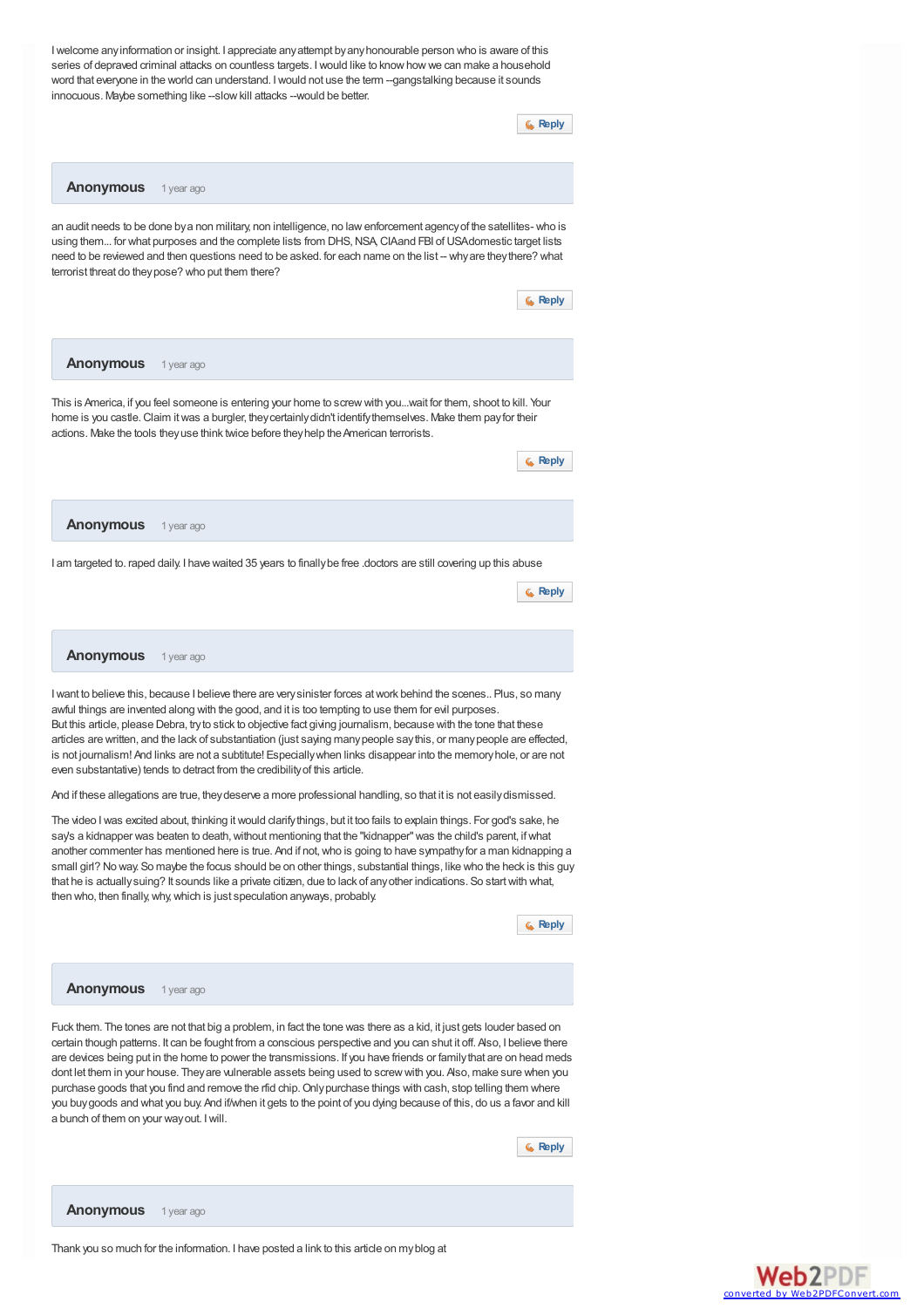I welcome any information or insight. I appreciate any attempt by any honourable person who is aware of this series of depraved criminal attacks on countless targets. I would like to know how we can make a household word that everyone in the world can understand. I would not use the term --gangstalking because it sounds innocuous. Maybe something like --slow kill attacks --would be better.

Reply

**Anonymous** 1 year ago

an audit needs to be done by a non military, non intelligence, no law enforcement agency of the satellites- who is using them... for what purposes and the complete lists from DHS, NSA, CIA and FBI of USA domestic target lists need to be reviewed and then questions need to be asked. for each name on the list -- why are they there? what terrorist threat do they pose? who put them there?

Reply

**Anonymous** 1 year ago

This is America, if you feel someone is entering your home to screw with you...wait for them, shoot to kill. Your home is you castle. Claim it was a burgler, they certainly didn't identify themselves. Make them pay for their actions. Make the tools they use think twice before they help the American terrorists.

Reply

**Anonymous** 1 year ago

I am targeted to. raped daily. I have waited 35 years to finally be free .doctors are still covering up this abuse

Reply

**Anonymous** 1 year ago

I want to believe this, because I believe there are very sinister forces at work behind the scenes.. Plus, so many awful things are invented along with the good, and it is too tempting to use them for evil purposes.
But this article, please Debra, try to stick to objective fact giving journalism, because with the tone that these articles are written, and the lack of substantiation (just saying many people say this, or many people are effected, is not journalism! And links are not a subtitute! Especially when links disappear into the memory hole, or are not even substantative) tends to detract from the credibility of this article.

And if these allegations are true, they deserve a more professional handling, so that it is not easily dismissed.

The video I was excited about, thinking it would clarify things, but it too fails to explain things. For god's sake, he says a kidnapper was beaten to death, without mentioning that the "kidnapper" was the child's parent, if what another commenter has mentioned here is true. And if not, who is going to have sympathy for a man kidnapping a small girl? No way. So maybe the focus should be on other things, substantial things, like who the heck is this guy that he is actually suing? It sounds like a private citizen, due to lack of any other indications. So start with what, then who, then finally, why, which is just speculation anyways, probably.

Reply

**Anonymous** 1 year ago

Fuck them. The tones are not that big a problem, in fact the tone was there as a kid, it just gets louder based on certain though patterns. It can be fought from a conscious perspective and you can shut it off. Also, I believe there are devices being put in the home to power the transmissions. If you have friends or family that are on head meds dont let them in your house. They are vulnerable assets being used to screw with you. Also, make sure when you purchase goods that you find and remove the rfid chip. Only purchase things with cash, stop telling them where you buy goods and what you buy. And if/when it gets to the point of you dying because of this, do us a favor and kill a bunch of them on your way out. I will.

Reply

**Anonymous** 1 year ago

Thank you so much for the information. I have posted a link to this article on my blog at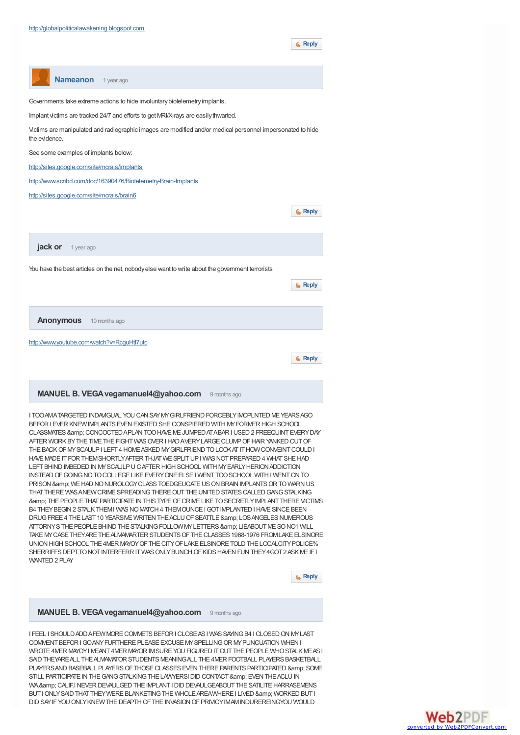http://globalpoliticalawakening.blogspot.com

Reply

**Nameanon** 1 year ago

Governments take extreme actions to hide involuntary biotelemetry implants.

Implant victims are tracked 24/7 and efforts to get MRI/X-rays are easily thwarted.

Victims are manipulated and radiographic images are modified and/or medical personnel impersonated to hide the evidence.

See some examples of implants below:

http://sites.google.com/site/mcrais/implants

http://www.scribd.com/doc/16390476/Biotelemetry-Brain-Implants

http://sites.google.com/site/mcrais/brain6

Reply

**jack or** 1 year ago

You have the best articles on the net, nobody else want to write about the government terrorists

Reply

**Anonymous** 10 months ago

http://www.youtube.com/watch?v=RcguHtl7utc

Reply

**MANUEL B. VEGA vegamanuel4@yahoo.com** 9 months ago

I TOO AM A TARGETED INDAVIGUAL YOU CAN SAY MY GIRLFRIEND FORCEBLY IMOPLNTED ME YEARS AGO BEFOR I EVER KNEW IMPLANTS EVEN EXISTED SHE CONSPIERED WITH MY FORMER HIGH SCHOOL CLASSMATES &amp; CONCOCTED A PLAN TOO HAVE ME JUMPED AT A BAR I USED 2 FREEQUINT EVERY DAY AFTER WORK BY THE TIME THE FIGHT WAS OVER I HAD A VERY LARGE CLUMP OF HAIR YANKED OUT OF THE BACK OF MY SCAULP I LEFT 4 HOME ASKED MY GIRLFRIEND TO LOOK AT IT HOW CONVEINT COULD I HAVE MADE IT FOR THEM SHORTLY AFTER THJAT WE SPLIT UP I WAS NOT PREPARED 4 WHAT SHE HAD LEFT BHIND IMBEDED IN MY SCAULP U C AFTER HIGH SCHOOL WITH MY EARLY HERION ADDICTION INSTEAD OF GOING NO TO COLLEGE LIKE EVERY ONE ELSE I WENT TOO SCHOOL WITH I WENT ON TO PRISON &amp; WE HAD NO NUROLOGY CLASS TOEDGEUCATE US ON BRAIN IMPLANTS OR TO WARN US THAT THERE WAS A NEW CRIME SPREADING THERE OUT THE UNITED STATES CALLED GANG STALKING &amp; THE PEOPLE THAT PARTICIPATE IN THIS TYPE OF CRIME LIKE TO SECRETLY IMPLANT THERE VICTIMS B4 THEY BEGIN 2 STALK THEM I WAS NO MATCH 4 THEM OUNCE I GOT IMPLANTED I HAVE SINCE BEEN DRUG FREE 4 THE LAST 10 YEARSIVE WRITEN THE ACLU OF SEATTLE &amp; LOS ANGELES NUMEROUS ATTORNY S THE PEOPLE BHIND THE STALKING FOLLOW MY LETTERS &amp; LIEABOUT ME SO NO1 WILL TAKE MY CASE THEY ARE THE ALMAMARTER STUDENTS OF THE CLASSES 1968-1976 FROM LAKE ELSINORE UNION HIGH SCHOOL THE 4MER MAYOY OF THE CITY OF LAKE ELSINORE TOLD THE LOCAL CITY POLICE% SHERRIFFS DEPT.TO NOT INTERFERR IT WAS ONLY BUNCH OF KIDS HAVEN FUN THEY 4GOT 2 ASK ME IF I WANTED 2 PLAY

Reply

**MANUEL B. VEGA vegamanuel4@yahoo.com** 9 months ago

I FEEL I SHOULD ADD A FEW MORE COMMETS BEFOR I CLOSE AS I WAS SAYING B4 I CLOSED ON MY LAST COMMENT BEFOR I GO ANY FURTHERE PLEASE EXCUSE MY SPELLING OR MY PUNCUATION WHEN I WROTE 4MER MAYOY I MEANT 4MER MAYOR IM SURE YOU FIGURED IT OUT THE PEOPLE WHO STALK ME AS I SAID THEY ARE ALL THE ALMAMATOR STUDENTS MEANING ALL THE 4MER FOOTBALL PLAYERS BASKETBALL PLAYERS AND BASEBALL PLAYERS OF THOSE CLASSES EVEN THERE PARENTS PARTICIPATED &amp; SOME STILL PARTICIPATE IN THE GANG STALKING THE LAWYERSI DID CONTACT &amp; EVEN THE ACLU IN WA.&amp; CALIF.I NEVER DEVAULGED THE IMPLANT I DID DEVAULGEABOUT THE SATILITE HARRASEMENS BUT I ONLY SAID THAT THEY WERE BLANKETING THE WHOLE AREA WHERE I LIVED &amp; WORKED BUT I DID SAY IF YOU ONLY KNEW THE DEAPTH OF THE INVASION OF PRIVICY IMAM INDUREREINGYOU WOULD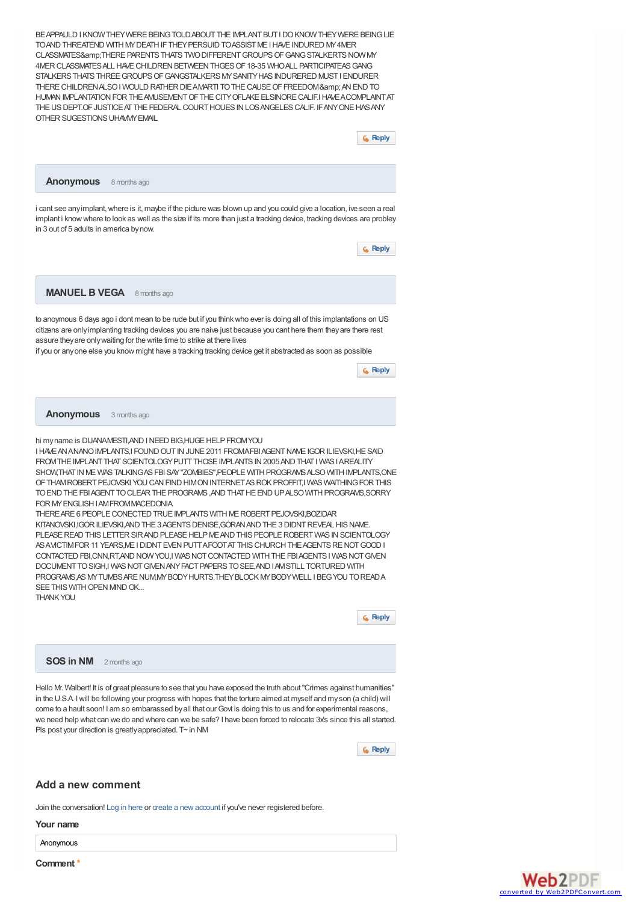BE APPAULD I KNOW THEY WERE BEING TOLD ABOUT THE IMPLANT BUT I DO KNOW THEY WERE BEING LIE TO AND THREATEND WITH MY DEATH IF THEY PERSUID TO ASSIST ME I HAVE INDURED MY 4MER CLASSMATES&amp;THERE PARENTS THATS TWO DIFFERENT GROUPS OF GANG STALKERTS NOW MY 4MER CLASSMATES ALL HAVE CHILDREN BETWEEN THGES OF 18-35 WHO ALL PARTICIPATEAS GANG STALKERS THATS THREE GROUPS OF GANGSTALKERS MY SANITY HAS INDURERED MUST I ENDURER THERE CHILDREN ALSO I WOULD RATHER DIE AMARTI TO THE CAUSE OF FREEDOM&amp; AN END TO HUMAN IMPLANTATION FOR THE AMUSEMENT OF THE CITY OF LAKE ELSINORE CALIF.I HAVE A COMPLANT AT THE US DEPT.OF JUSTICE AT THE FEDERAL COURT HOUES IN LOS ANGELES CALIF. IF ANY ONE HAS ANY OTHER SUGESTIONS UHAVMY EMAIL

Reply

**Anonymous** 8 months ago

i cant see any implant, where is it, maybe if the picture was blown up and you could give a location, ive seen a real implant i know where to look as well as the size if its more than just a tracking device, tracking devices are probley in 3 out of 5 adults in america by now.

Reply

**MANUEL B VEGA** 8 months ago

to anoymous 6 days ago i dont mean to be rude but if you think who ever is doing all of this implantations on US citizens are only implanting tracking devices you are naive just because you cant here them they are there rest assure they are only waiting for the write time to strike at there lives
if you or any one else you know might have a tracking tracking device get it abstracted as soon as possible

Reply

**Anonymous** 3 months ago

hi my name is DIJANAMESTI,AND I NEED BIG,HUGE HELP FROM YOU
I HAVE AN ANANO IMPLANTS,I FOUND OUT IN JUNE 2011 FROM A FBI AGENT NAME IGOR ILIEVSKI,HE SAID FROM THE IMPLANT THAT SCIENTOLOGY PUTT THOSE IMPLANTS IN 2005 AND THAT I WAS I A REALITY SHOW,THAT IN ME WAS TALKING AS FBI SAY "ZOMBIES",PEOPLE WITH PROGRAMS ALSO WITH IMPLANTS,ONE OF THAM ROBERT PEJOVSKI YOU CAN FIND HIM ON INTERNET AS ROK PROFFIT,I WAS WAITHING FOR THIS TO END THE FBI AGENT TO CLEAR THE PROGRAMS ,AND THAT HE END UP ALSO WITH PROGRAMS,SORRY FOR MY ENGLISH I AM FROM MACEDONIA.
THERE ARE 6 PEOPLE CONECTED TRUE IMPLANTS WITH ME ROBERT PEJOVSKI,BOZIDAR KITANOVSKI,IGOR ILIEVSKI,AND THE 3 AGENTS DENISE,GORAN AND THE 3 DIDNT REVEAL HIS NAME.
PLEASE READ THIS LETTER SIR AND PLEASE HELP ME AND THIS PEOPLE ROBERT WAS IN SCIENTOLOGY AS A VICTIM FOR 11 YEARS,ME I DIDNT EVEN PUTT A FOOT AT THIS CHURCH THE AGENTS RE NOT GOOD I CONTACTED FBI,CNN,RT,AND NOW YOU,I WAS NOT CONTACTED WITH THE FBI AGENTS I WAS NOT GIVEN DOCUMENT TO SIGH,I WAS NOT GIVEN ANY FACT PAPERS TO SEE,AND I AM STILL TORTURED WITH PROGRAMS,AS MY TUMBS ARE NUM,MY BODY HURTS,THEY BLOCK MY BODY WELL I BEG YOU TO READ A SEE THIS WITH OPEN MIND OK...
THANK YOU

Reply

**SOS in NM** 2 months ago

Hello Mr. Walbert! It is of great pleasure to see that you have exposed the truth about "Crimes against humanities" in the U.S.A. I will be following your progress with hopes that the torture aimed at myself and my son (a child) will come to a hault soon! I am so embarassed by all that our Govt is doing this to us and for experimental reasons, we need help what can we do and where can we be safe? I have been forced to relocate 3x's since this all started. Pls post your direction is greatly appreciated. T~ in NM

Reply

## Add a new comment

Join the conversation! Log in here or create a new account if you've never registered before.

**Your name**

Anonymous

**Comment** *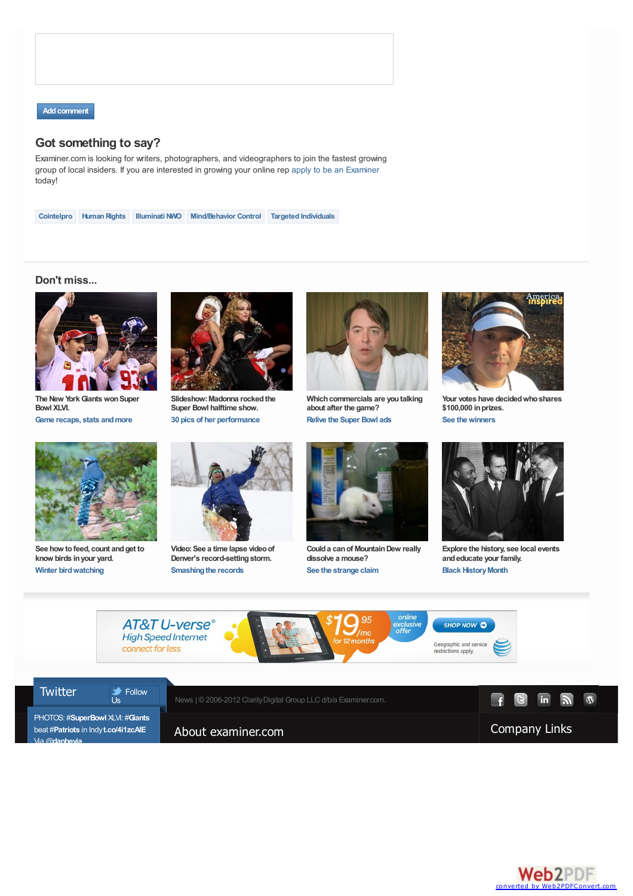Add comment

## Got something to say?

Examiner.com is looking for writers, photographers, and videographers to join the fastest growing group of local insiders. If you are interested in growing your online rep apply to be an Examiner today!

Cointelpro | Human Rights | Illuminati NWO | Mind/Behavior Control | Targeted Individuals

## Don't miss...

The New York Giants won Super Bowl XLVI.
Game recaps, stats and more

Slideshow: Madonna rocked the Super Bowl halftime show.
30 pics of her performance

Which commercials are you talking about after the game?
Relive the Super Bowl ads

Your votes have decided who shares $100,000 in prizes.
See the winners

See how to feed, count and get to know birds in your yard.
Winter bird watching

Video: See a time lapse video of Denver's record-setting storm.
Smashing the records

Could a can of Mountain Dew really dissolve a mouse?
See the strange claim

Explore the history, see local events and educate your family.
Black History Month

AT&T U-verse® High Speed Internet connect for less $19.95/mo for 12 months online exclusive offer SHOP NOW Geographic and service restrictions apply.

Twitter Follow Us

PHOTOS: #SuperBowl XLVI: #Giants beat #Patriots in Indy t.co/4i1zcAIE Via @danbevia

News | © 2006-2012 Clarity Digital Group LLC d/b/a Examiner.com.

About examiner.com

Company Links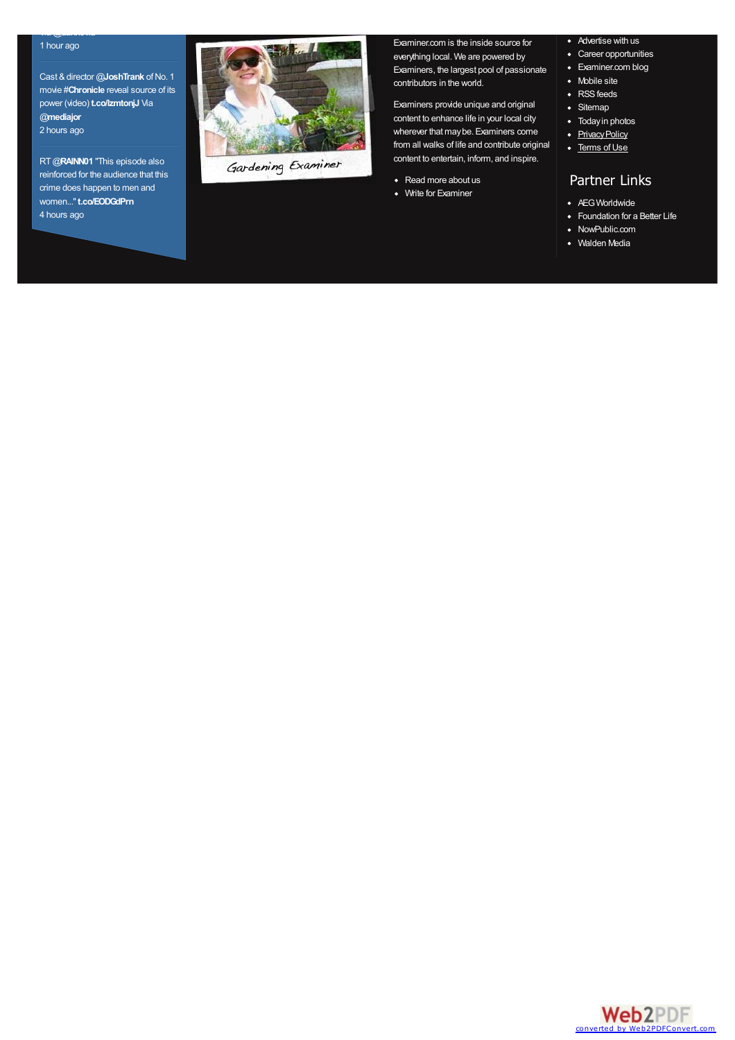1 hour ago

Cast & director @JoshTrank of No. 1 movie #Chronicle reveal source of its power (video) t.co/lzmtonjJ Via @mediajor
2 hours ago

RT @RAINN01 "This episode also reinforced for the audience that this crime does happen to men and women..." t.co/EODGdPrn
4 hours ago

Gardening Examiner

Examiner.com is the inside source for everything local. We are powered by Examiners, the largest pool of passionate contributors in the world.

Examiners provide unique and original content to enhance life in your local city wherever that may be. Examiners come from all walks of life and contribute original content to entertain, inform, and inspire.

- Read more about us
- Write for Examiner

- Advertise with us
- Career opportunities
- Examiner.com blog
- Mobile site
- RSS feeds
- Sitemap
- Today in photos
- Privacy Policy
- Terms of Use

## Partner Links

- AEG Worldwide
- Foundation for a Better Life
- NowPublic.com
- Walden Media